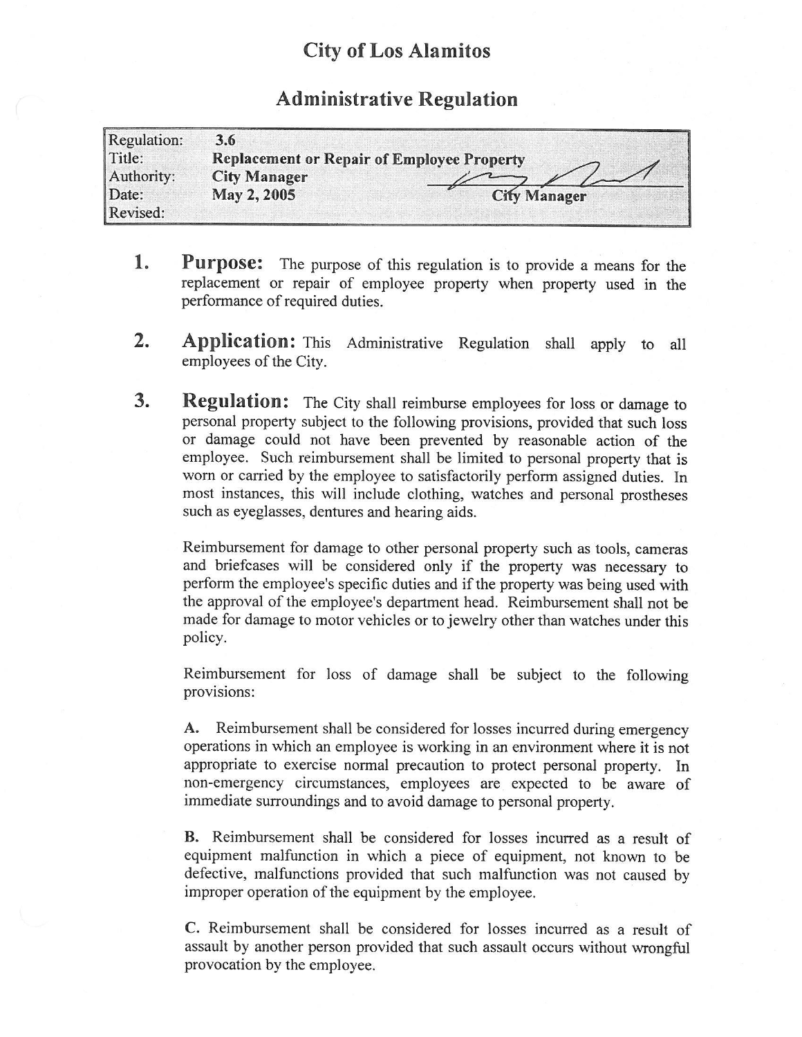# City of Los Alamitos

## Administrative Regulation

| | |
|---|---|
| Regulation: | **3.6** |
| Title: | **Replacement or Repair of Employee Property** |
| Authority: | **City Manager** |
| Date: | **May 2, 2005** |
| Revised: | |

City Manager

1. **Purpose:** The purpose of this regulation is to provide a means for the replacement or repair of employee property when property used in the performance of required duties.

2. **Application:** This Administrative Regulation shall apply to all employees of the City.

3. **Regulation:** The City shall reimburse employees for loss or damage to personal property subject to the following provisions, provided that such loss or damage could not have been prevented by reasonable action of the employee. Such reimbursement shall be limited to personal property that is worn or carried by the employee to satisfactorily perform assigned duties. In most instances, this will include clothing, watches and personal prostheses such as eyeglasses, dentures and hearing aids.

   Reimbursement for damage to other personal property such as tools, cameras and briefcases will be considered only if the property was necessary to perform the employee's specific duties and if the property was being used with the approval of the employee's department head. Reimbursement shall not be made for damage to motor vehicles or to jewelry other than watches under this policy.

   Reimbursement for loss of damage shall be subject to the following provisions:

   **A.** Reimbursement shall be considered for losses incurred during emergency operations in which an employee is working in an environment where it is not appropriate to exercise normal precaution to protect personal property. In non-emergency circumstances, employees are expected to be aware of immediate surroundings and to avoid damage to personal property.

   **B.** Reimbursement shall be considered for losses incurred as a result of equipment malfunction in which a piece of equipment, not known to be defective, malfunctions provided that such malfunction was not caused by improper operation of the equipment by the employee.

   **C.** Reimbursement shall be considered for losses incurred as a result of assault by another person provided that such assault occurs without wrongful provocation by the employee.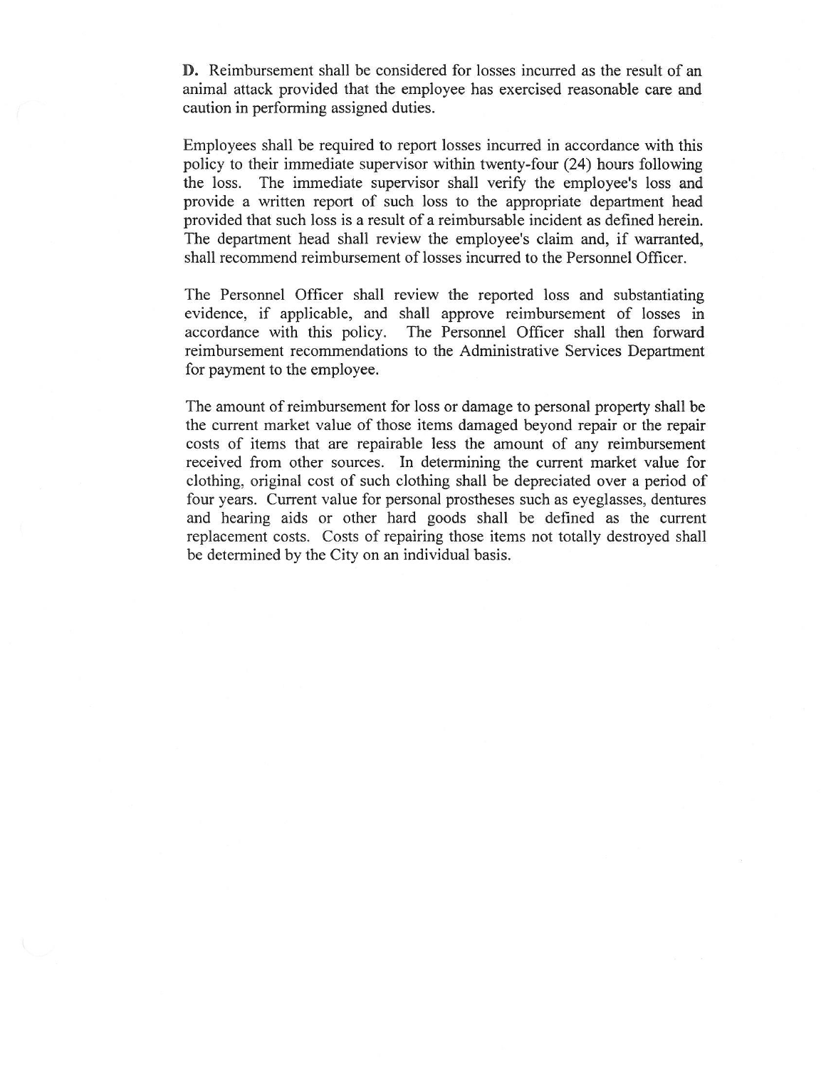**D.** Reimbursement shall be considered for losses incurred as the result of an animal attack provided that the employee has exercised reasonable care and caution in performing assigned duties.

Employees shall be required to report losses incurred in accordance with this policy to their immediate supervisor within twenty-four (24) hours following the loss. The immediate supervisor shall verify the employee's loss and provide a written report of such loss to the appropriate department head provided that such loss is a result of a reimbursable incident as defined herein. The department head shall review the employee's claim and, if warranted, shall recommend reimbursement of losses incurred to the Personnel Officer.

The Personnel Officer shall review the reported loss and substantiating evidence, if applicable, and shall approve reimbursement of losses in accordance with this policy. The Personnel Officer shall then forward reimbursement recommendations to the Administrative Services Department for payment to the employee.

The amount of reimbursement for loss or damage to personal property shall be the current market value of those items damaged beyond repair or the repair costs of items that are repairable less the amount of any reimbursement received from other sources. In determining the current market value for clothing, original cost of such clothing shall be depreciated over a period of four years. Current value for personal prostheses such as eyeglasses, dentures and hearing aids or other hard goods shall be defined as the current replacement costs. Costs of repairing those items not totally destroyed shall be determined by the City on an individual basis.